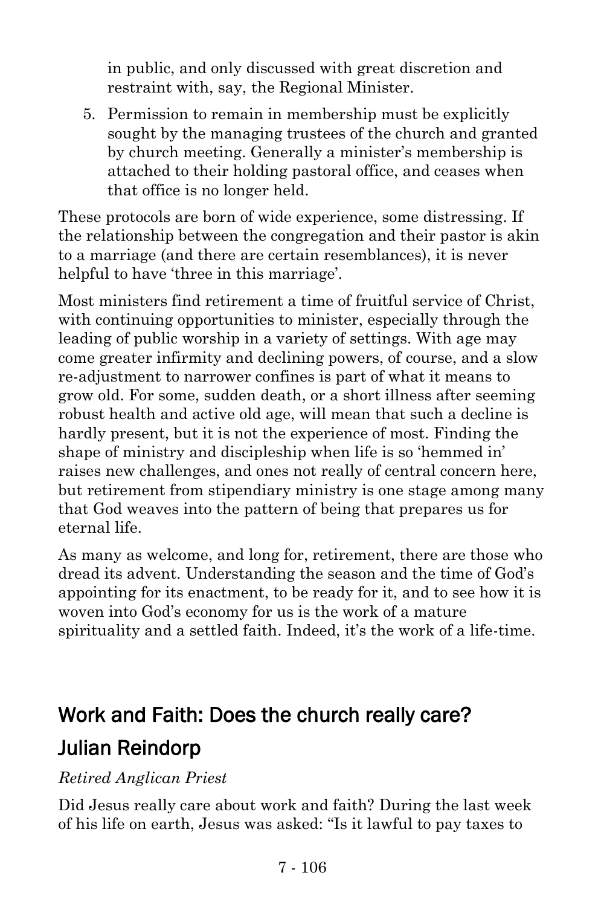in public, and only discussed with great discretion and restraint with, say, the Regional Minister.

5. Permission to remain in membership must be explicitly sought by the managing trustees of the church and granted by church meeting. Generally a minister's membership is attached to their holding pastoral office, and ceases when that office is no longer held.

These protocols are born of wide experience, some distressing. If the relationship between the congregation and their pastor is akin to a marriage (and there are certain resemblances), it is never helpful to have 'three in this marriage'.

Most ministers find retirement a time of fruitful service of Christ, with continuing opportunities to minister, especially through the leading of public worship in a variety of settings. With age may come greater infirmity and declining powers, of course, and a slow re-adjustment to narrower confines is part of what it means to grow old. For some, sudden death, or a short illness after seeming robust health and active old age, will mean that such a decline is hardly present, but it is not the experience of most. Finding the shape of ministry and discipleship when life is so 'hemmed in' raises new challenges, and ones not really of central concern here, but retirement from stipendiary ministry is one stage among many that God weaves into the pattern of being that prepares us for eternal life.

As many as welcome, and long for, retirement, there are those who dread its advent. Understanding the season and the time of God's appointing for its enactment, to be ready for it, and to see how it is woven into God's economy for us is the work of a mature spirituality and a settled faith. Indeed, it's the work of a life-time.

## Work and Faith: Does the church really care?

## Julian Reindorp

*Retired Anglican Priest*

Did Jesus really care about work and faith? During the last week of his life on earth, Jesus was asked: "Is it lawful to pay taxes to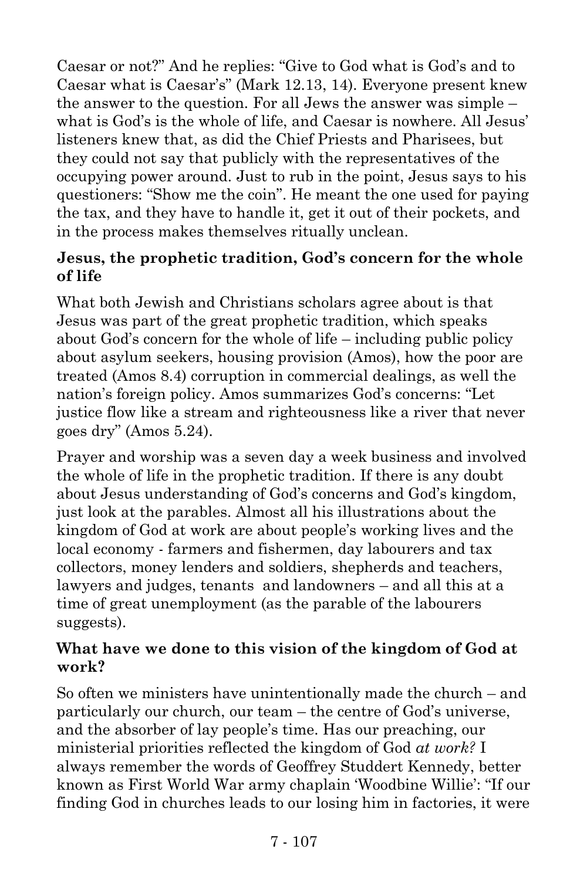Caesar or not?" And he replies: "Give to God what is God's and to Caesar what is Caesar's" (Mark 12.13, 14). Everyone present knew the answer to the question. For all Jews the answer was simple – what is God's is the whole of life, and Caesar is nowhere. All Jesus' listeners knew that, as did the Chief Priests and Pharisees, but they could not say that publicly with the representatives of the occupying power around. Just to rub in the point, Jesus says to his questioners: "Show me the coin". He meant the one used for paying the tax, and they have to handle it, get it out of their pockets, and in the process makes themselves ritually unclean.

### Jesus, the prophetic tradition, God's concern for the whole of life

What both Jewish and Christians scholars agree about is that Jesus was part of the great prophetic tradition, which speaks about God's concern for the whole of life – including public policy about asylum seekers, housing provision (Amos), how the poor are treated (Amos 8.4) corruption in commercial dealings, as well the nation's foreign policy. Amos summarizes God's concerns: "Let justice flow like a stream and righteousness like a river that never goes dry" (Amos 5.24).

Prayer and worship was a seven day a week business and involved the whole of life in the prophetic tradition. If there is any doubt about Jesus understanding of God's concerns and God's kingdom, just look at the parables. Almost all his illustrations about the kingdom of God at work are about people's working lives and the local economy - farmers and fishermen, day labourers and tax collectors, money lenders and soldiers, shepherds and teachers, lawyers and judges, tenants and landowners – and all this at a time of great unemployment (as the parable of the labourers suggests).

### What have we done to this vision of the kingdom of God at work?

So often we ministers have unintentionally made the church – and particularly our church, our team – the centre of God's universe, and the absorber of lay people's time. Has our preaching, our ministerial priorities reflected the kingdom of God *at work?* I always remember the words of Geoffrey Studdert Kennedy, better known as First World War army chaplain 'Woodbine Willie': "If our finding God in churches leads to our losing him in factories, it were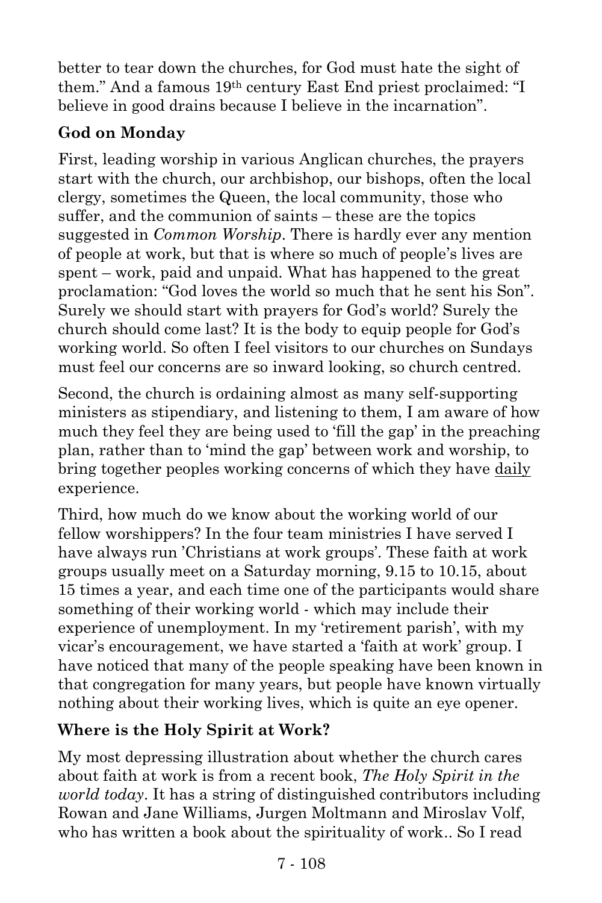better to tear down the churches, for God must hate the sight of them." And a famous 19th century East End priest proclaimed: "I believe in good drains because I believe in the incarnation".

**God on Monday**

First, leading worship in various Anglican churches, the prayers start with the church, our archbishop, our bishops, often the local clergy, sometimes the Queen, the local community, those who suffer, and the communion of saints – these are the topics suggested in *Common Worship*. There is hardly ever any mention of people at work, but that is where so much of people's lives are spent – work, paid and unpaid. What has happened to the great proclamation: "God loves the world so much that he sent his Son". Surely we should start with prayers for God's world? Surely the church should come last? It is the body to equip people for God's working world. So often I feel visitors to our churches on Sundays must feel our concerns are so inward looking, so church centred.

Second, the church is ordaining almost as many self-supporting ministers as stipendiary, and listening to them, I am aware of how much they feel they are being used to 'fill the gap' in the preaching plan, rather than to 'mind the gap' between work and worship, to bring together peoples working concerns of which they have <u>daily</u> experience.

Third, how much do we know about the working world of our fellow worshippers? In the four team ministries I have served I have always run 'Christians at work groups'. These faith at work groups usually meet on a Saturday morning, 9.15 to 10.15, about 15 times a year, and each time one of the participants would share something of their working world - which may include their experience of unemployment. In my 'retirement parish', with my vicar's encouragement, we have started a 'faith at work' group. I have noticed that many of the people speaking have been known in that congregation for many years, but people have known virtually nothing about their working lives, which is quite an eye opener.

**Where is the Holy Spirit at Work?**

My most depressing illustration about whether the church cares about faith at work is from a recent book, *The Holy Spirit in the world today*. It has a string of distinguished contributors including Rowan and Jane Williams, Jurgen Moltmann and Miroslav Volf, who has written a book about the spirituality of work.. So I read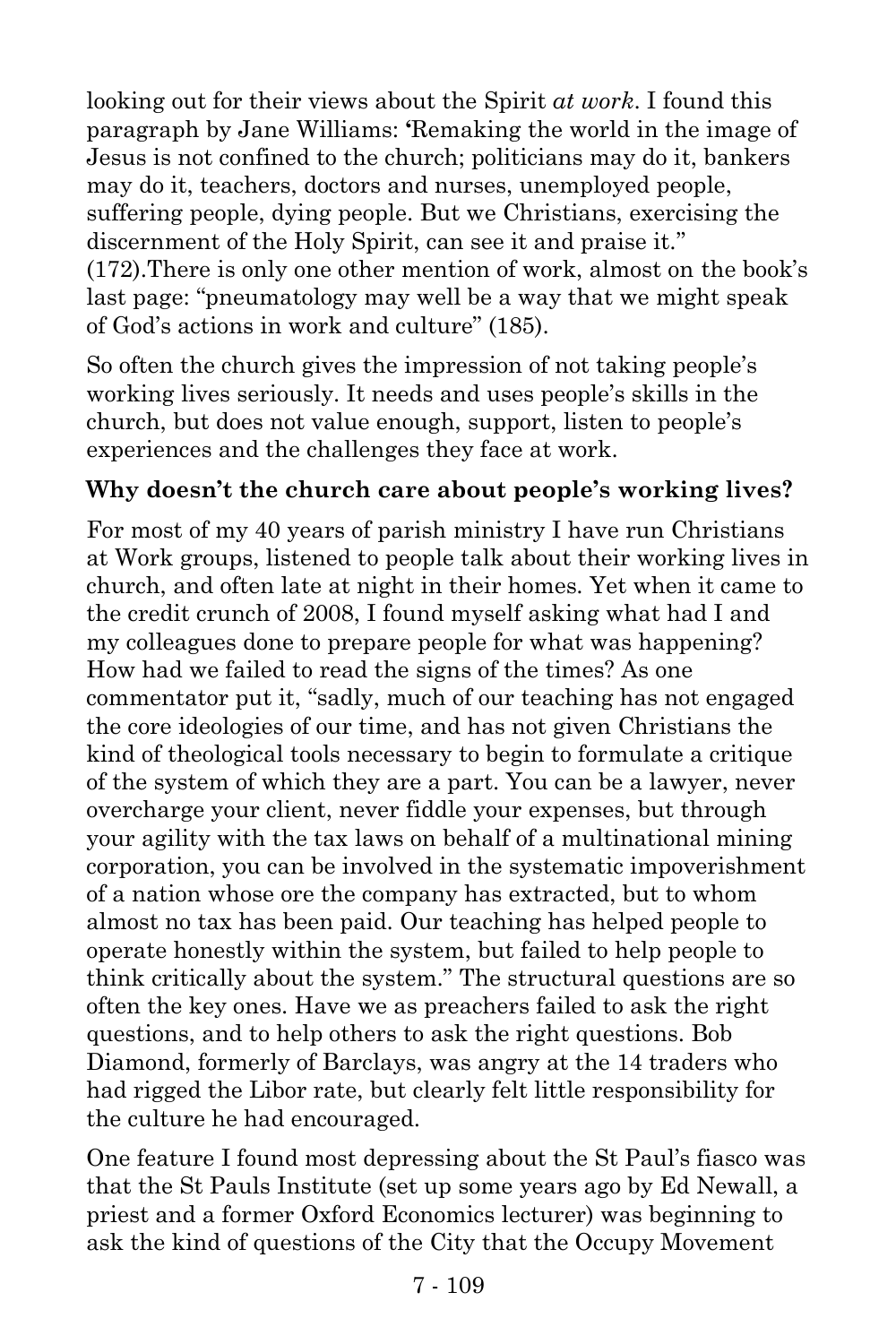looking out for their views about the Spirit *at work*. I found this paragraph by Jane Williams: 'Remaking the world in the image of Jesus is not confined to the church; politicians may do it, bankers may do it, teachers, doctors and nurses, unemployed people, suffering people, dying people. But we Christians, exercising the discernment of the Holy Spirit, can see it and praise it." (172).There is only one other mention of work, almost on the book's last page: "pneumatology may well be a way that we might speak of God's actions in work and culture" (185).

So often the church gives the impression of not taking people's working lives seriously. It needs and uses people's skills in the church, but does not value enough, support, listen to people's experiences and the challenges they face at work.

**Why doesn't the church care about people's working lives?**

For most of my 40 years of parish ministry I have run Christians at Work groups, listened to people talk about their working lives in church, and often late at night in their homes. Yet when it came to the credit crunch of 2008, I found myself asking what had I and my colleagues done to prepare people for what was happening? How had we failed to read the signs of the times? As one commentator put it, "sadly, much of our teaching has not engaged the core ideologies of our time, and has not given Christians the kind of theological tools necessary to begin to formulate a critique of the system of which they are a part. You can be a lawyer, never overcharge your client, never fiddle your expenses, but through your agility with the tax laws on behalf of a multinational mining corporation, you can be involved in the systematic impoverishment of a nation whose ore the company has extracted, but to whom almost no tax has been paid. Our teaching has helped people to operate honestly within the system, but failed to help people to think critically about the system." The structural questions are so often the key ones. Have we as preachers failed to ask the right questions, and to help others to ask the right questions. Bob Diamond, formerly of Barclays, was angry at the 14 traders who had rigged the Libor rate, but clearly felt little responsibility for the culture he had encouraged.

One feature I found most depressing about the St Paul's fiasco was that the St Pauls Institute (set up some years ago by Ed Newall, a priest and a former Oxford Economics lecturer) was beginning to ask the kind of questions of the City that the Occupy Movement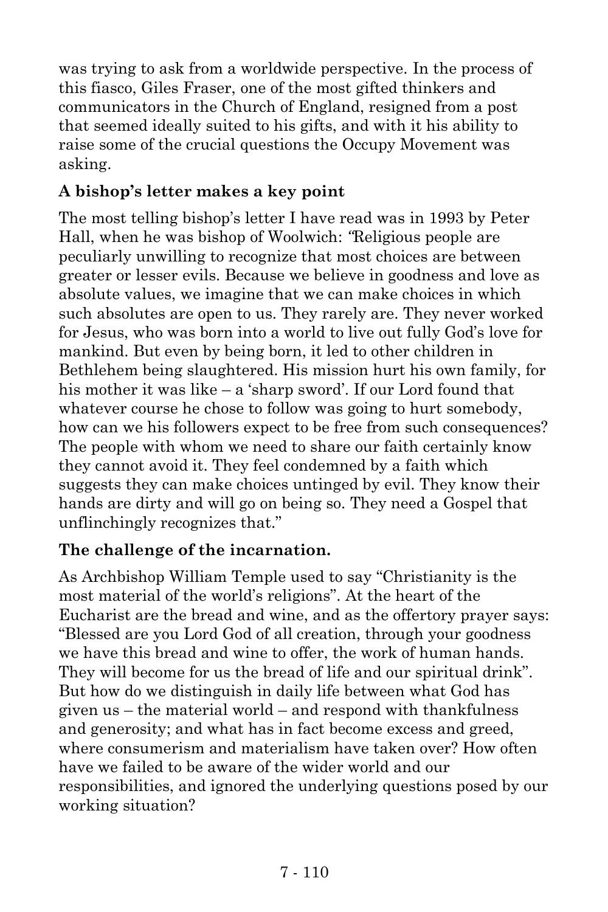was trying to ask from a worldwide perspective. In the process of this fiasco, Giles Fraser, one of the most gifted thinkers and communicators in the Church of England, resigned from a post that seemed ideally suited to his gifts, and with it his ability to raise some of the crucial questions the Occupy Movement was asking.

### A bishop's letter makes a key point

The most telling bishop's letter I have read was in 1993 by Peter Hall, when he was bishop of Woolwich: *"*Religious people are peculiarly unwilling to recognize that most choices are between greater or lesser evils. Because we believe in goodness and love as absolute values, we imagine that we can make choices in which such absolutes are open to us. They rarely are. They never worked for Jesus, who was born into a world to live out fully God's love for mankind. But even by being born, it led to other children in Bethlehem being slaughtered. His mission hurt his own family, for his mother it was like – a 'sharp sword'. If our Lord found that whatever course he chose to follow was going to hurt somebody, how can we his followers expect to be free from such consequences? The people with whom we need to share our faith certainly know they cannot avoid it. They feel condemned by a faith which suggests they can make choices untinged by evil. They know their hands are dirty and will go on being so. They need a Gospel that unflinchingly recognizes that."

### The challenge of the incarnation.

As Archbishop William Temple used to say "Christianity is the most material of the world's religions". At the heart of the Eucharist are the bread and wine, and as the offertory prayer says: "Blessed are you Lord God of all creation, through your goodness we have this bread and wine to offer, the work of human hands. They will become for us the bread of life and our spiritual drink". But how do we distinguish in daily life between what God has given us – the material world – and respond with thankfulness and generosity; and what has in fact become excess and greed, where consumerism and materialism have taken over? How often have we failed to be aware of the wider world and our responsibilities, and ignored the underlying questions posed by our working situation?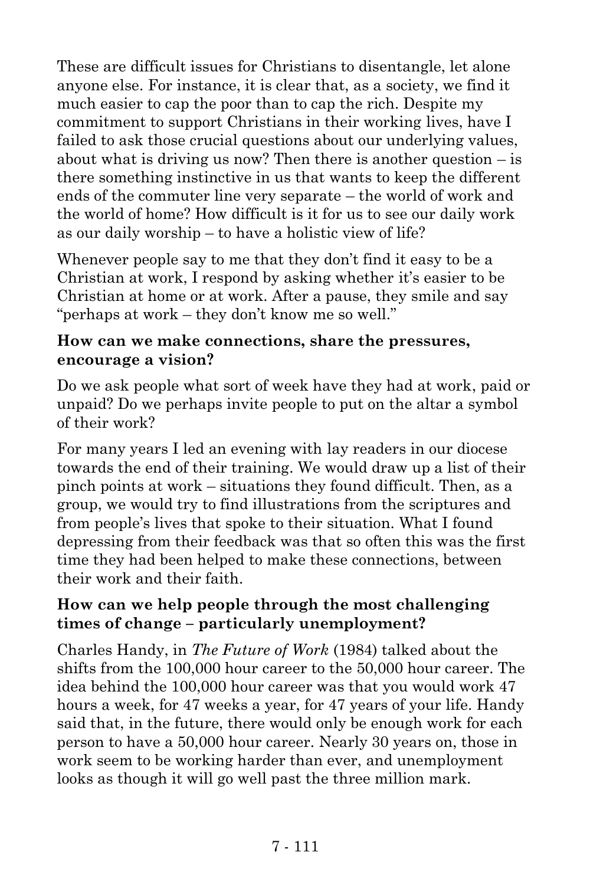These are difficult issues for Christians to disentangle, let alone anyone else. For instance, it is clear that, as a society, we find it much easier to cap the poor than to cap the rich. Despite my commitment to support Christians in their working lives, have I failed to ask those crucial questions about our underlying values, about what is driving us now? Then there is another question – is there something instinctive in us that wants to keep the different ends of the commuter line very separate – the world of work and the world of home? How difficult is it for us to see our daily work as our daily worship – to have a holistic view of life?

Whenever people say to me that they don't find it easy to be a Christian at work, I respond by asking whether it's easier to be Christian at home or at work. After a pause, they smile and say "perhaps at work – they don't know me so well."

**How can we make connections, share the pressures, encourage a vision?**

Do we ask people what sort of week have they had at work, paid or unpaid? Do we perhaps invite people to put on the altar a symbol of their work?

For many years I led an evening with lay readers in our diocese towards the end of their training. We would draw up a list of their pinch points at work – situations they found difficult. Then, as a group, we would try to find illustrations from the scriptures and from people's lives that spoke to their situation. What I found depressing from their feedback was that so often this was the first time they had been helped to make these connections, between their work and their faith.

**How can we help people through the most challenging times of change – particularly unemployment?**

Charles Handy, in *The Future of Work* (1984) talked about the shifts from the 100,000 hour career to the 50,000 hour career. The idea behind the 100,000 hour career was that you would work 47 hours a week, for 47 weeks a year, for 47 years of your life. Handy said that, in the future, there would only be enough work for each person to have a 50,000 hour career. Nearly 30 years on, those in work seem to be working harder than ever, and unemployment looks as though it will go well past the three million mark.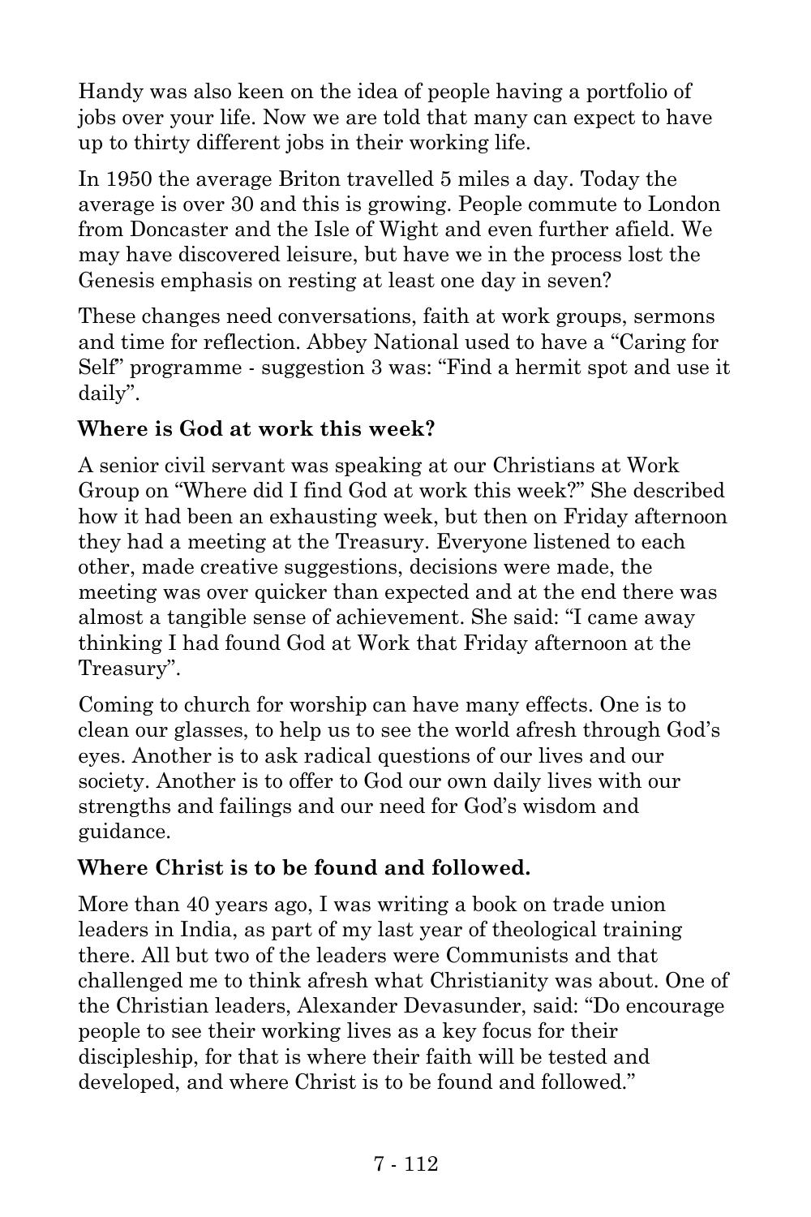Handy was also keen on the idea of people having a portfolio of jobs over your life. Now we are told that many can expect to have up to thirty different jobs in their working life.

In 1950 the average Briton travelled 5 miles a day. Today the average is over 30 and this is growing. People commute to London from Doncaster and the Isle of Wight and even further afield. We may have discovered leisure, but have we in the process lost the Genesis emphasis on resting at least one day in seven?

These changes need conversations, faith at work groups, sermons and time for reflection. Abbey National used to have a "Caring for Self" programme - suggestion 3 was: "Find a hermit spot and use it daily".

**Where is God at work this week?**

A senior civil servant was speaking at our Christians at Work Group on "Where did I find God at work this week?" She described how it had been an exhausting week, but then on Friday afternoon they had a meeting at the Treasury. Everyone listened to each other, made creative suggestions, decisions were made, the meeting was over quicker than expected and at the end there was almost a tangible sense of achievement. She said: "I came away thinking I had found God at Work that Friday afternoon at the Treasury".

Coming to church for worship can have many effects. One is to clean our glasses, to help us to see the world afresh through God's eyes. Another is to ask radical questions of our lives and our society. Another is to offer to God our own daily lives with our strengths and failings and our need for God's wisdom and guidance.

**Where Christ is to be found and followed.**

More than 40 years ago, I was writing a book on trade union leaders in India, as part of my last year of theological training there. All but two of the leaders were Communists and that challenged me to think afresh what Christianity was about. One of the Christian leaders, Alexander Devasunder, said: "Do encourage people to see their working lives as a key focus for their discipleship, for that is where their faith will be tested and developed, and where Christ is to be found and followed."